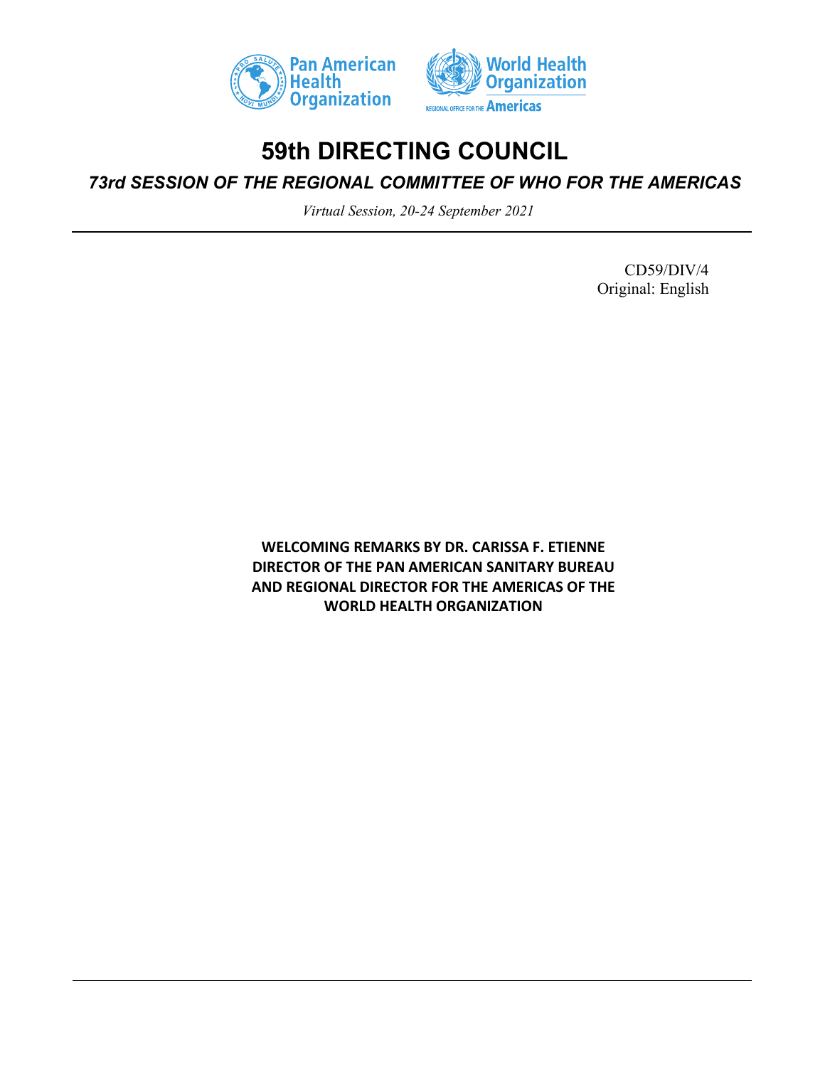Pan American Health Organization

World Health Organization

REGIONAL OFFICE FOR THE Americas

# 59th DIRECTING COUNCIL

## *73rd SESSION OF THE REGIONAL COMMITTEE OF WHO FOR THE AMERICAS*

*Virtual Session, 20-24 September 2021*

CD59/DIV/4
Original: English

**WELCOMING REMARKS BY DR. CARISSA F. ETIENNE
DIRECTOR OF THE PAN AMERICAN SANITARY BUREAU
AND REGIONAL DIRECTOR FOR THE AMERICAS OF THE
WORLD HEALTH ORGANIZATION**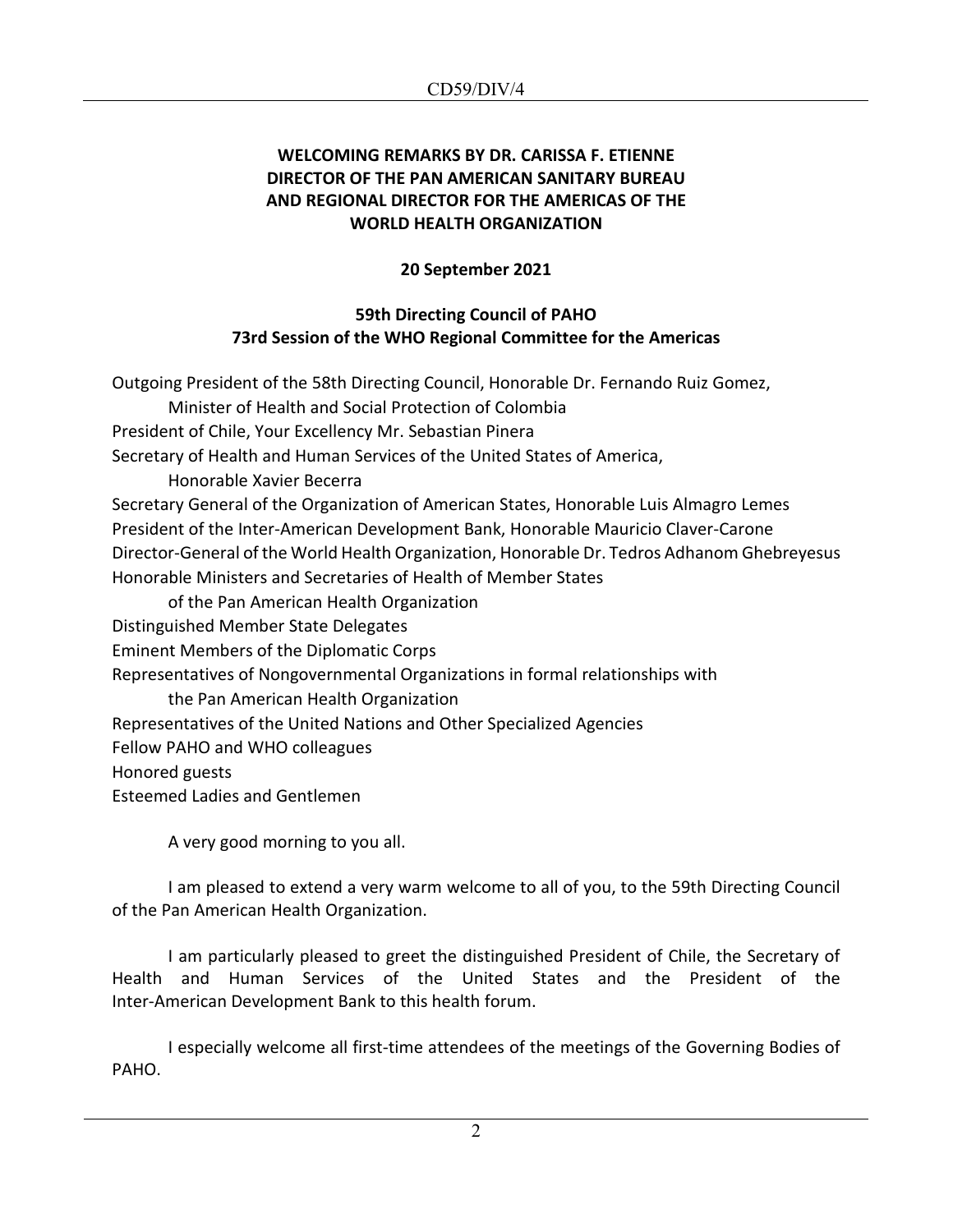**WELCOMING REMARKS BY DR. CARISSA F. ETIENNE**
**DIRECTOR OF THE PAN AMERICAN SANITARY BUREAU**
**AND REGIONAL DIRECTOR FOR THE AMERICAS OF THE**
**WORLD HEALTH ORGANIZATION**

**20 September 2021**

**59th Directing Council of PAHO**
**73rd Session of the WHO Regional Committee for the Americas**

Outgoing President of the 58th Directing Council, Honorable Dr. Fernando Ruiz Gomez,
Minister of Health and Social Protection of Colombia
President of Chile, Your Excellency Mr. Sebastian Pinera
Secretary of Health and Human Services of the United States of America,
Honorable Xavier Becerra
Secretary General of the Organization of American States, Honorable Luis Almagro Lemes
President of the Inter-American Development Bank, Honorable Mauricio Claver-Carone
Director-General of the World Health Organization, Honorable Dr. Tedros Adhanom Ghebreyesus
Honorable Ministers and Secretaries of Health of Member States
of the Pan American Health Organization
Distinguished Member State Delegates
Eminent Members of the Diplomatic Corps
Representatives of Nongovernmental Organizations in formal relationships with
the Pan American Health Organization
Representatives of the United Nations and Other Specialized Agencies
Fellow PAHO and WHO colleagues
Honored guests
Esteemed Ladies and Gentlemen

A very good morning to you all.

I am pleased to extend a very warm welcome to all of you, to the 59th Directing Council of the Pan American Health Organization.

I am particularly pleased to greet the distinguished President of Chile, the Secretary of Health and Human Services of the United States and the President of the Inter-American Development Bank to this health forum.

I especially welcome all first-time attendees of the meetings of the Governing Bodies of PAHO.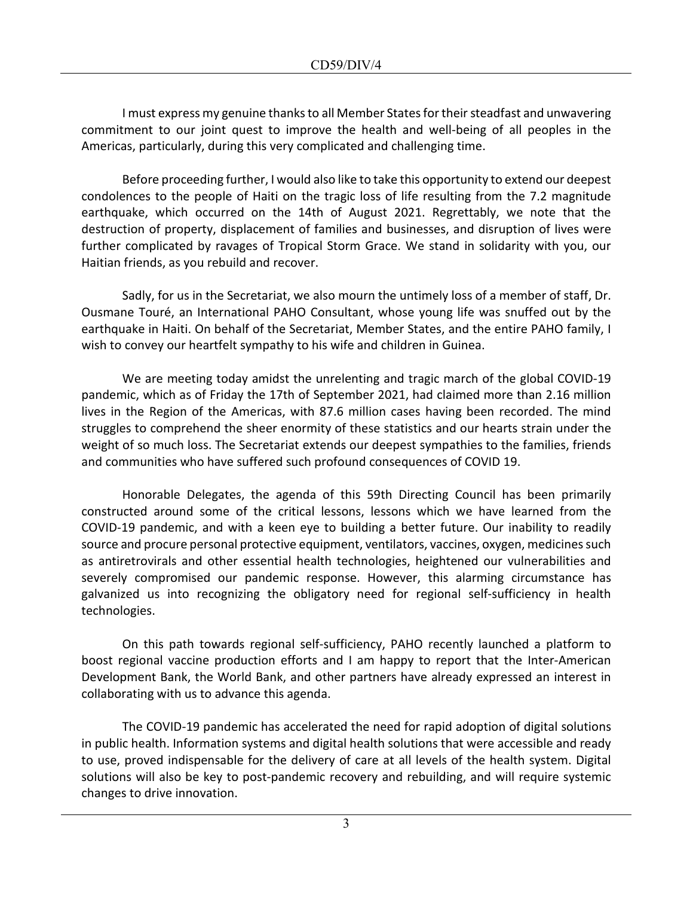I must express my genuine thanks to all Member States for their steadfast and unwavering commitment to our joint quest to improve the health and well-being of all peoples in the Americas, particularly, during this very complicated and challenging time.

Before proceeding further, I would also like to take this opportunity to extend our deepest condolences to the people of Haiti on the tragic loss of life resulting from the 7.2 magnitude earthquake, which occurred on the 14th of August 2021. Regrettably, we note that the destruction of property, displacement of families and businesses, and disruption of lives were further complicated by ravages of Tropical Storm Grace. We stand in solidarity with you, our Haitian friends, as you rebuild and recover.

Sadly, for us in the Secretariat, we also mourn the untimely loss of a member of staff, Dr. Ousmane Touré, an International PAHO Consultant, whose young life was snuffed out by the earthquake in Haiti. On behalf of the Secretariat, Member States, and the entire PAHO family, I wish to convey our heartfelt sympathy to his wife and children in Guinea.

We are meeting today amidst the unrelenting and tragic march of the global COVID-19 pandemic, which as of Friday the 17th of September 2021, had claimed more than 2.16 million lives in the Region of the Americas, with 87.6 million cases having been recorded. The mind struggles to comprehend the sheer enormity of these statistics and our hearts strain under the weight of so much loss. The Secretariat extends our deepest sympathies to the families, friends and communities who have suffered such profound consequences of COVID 19.

Honorable Delegates, the agenda of this 59th Directing Council has been primarily constructed around some of the critical lessons, lessons which we have learned from the COVID-19 pandemic, and with a keen eye to building a better future. Our inability to readily source and procure personal protective equipment, ventilators, vaccines, oxygen, medicines such as antiretrovirals and other essential health technologies, heightened our vulnerabilities and severely compromised our pandemic response. However, this alarming circumstance has galvanized us into recognizing the obligatory need for regional self-sufficiency in health technologies.

On this path towards regional self-sufficiency, PAHO recently launched a platform to boost regional vaccine production efforts and I am happy to report that the Inter-American Development Bank, the World Bank, and other partners have already expressed an interest in collaborating with us to advance this agenda.

The COVID-19 pandemic has accelerated the need for rapid adoption of digital solutions in public health. Information systems and digital health solutions that were accessible and ready to use, proved indispensable for the delivery of care at all levels of the health system. Digital solutions will also be key to post-pandemic recovery and rebuilding, and will require systemic changes to drive innovation.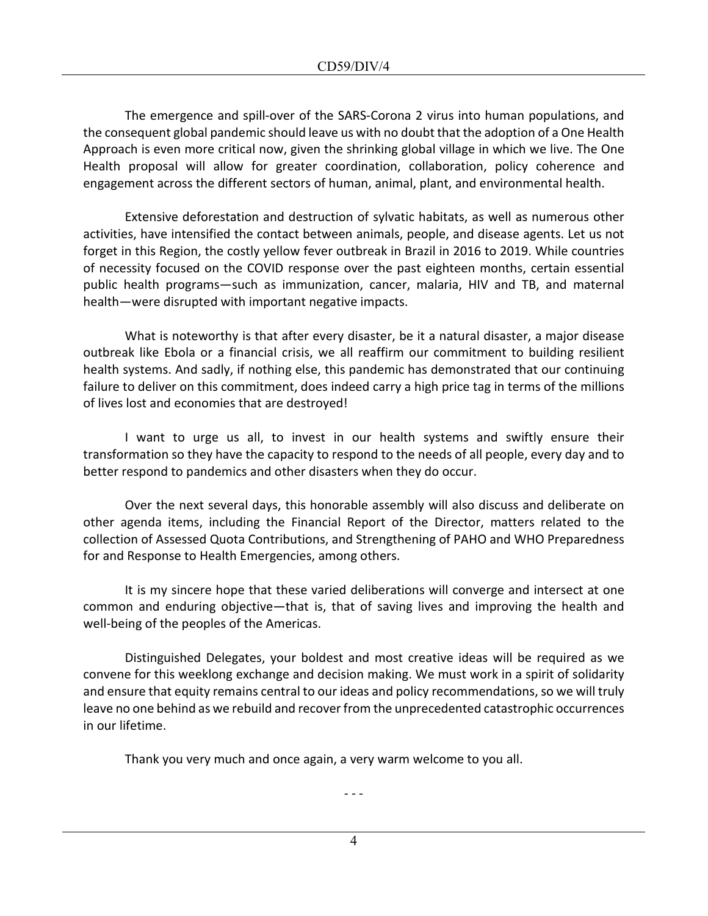The emergence and spill-over of the SARS-Corona 2 virus into human populations, and the consequent global pandemic should leave us with no doubt that the adoption of a One Health Approach is even more critical now, given the shrinking global village in which we live. The One Health proposal will allow for greater coordination, collaboration, policy coherence and engagement across the different sectors of human, animal, plant, and environmental health.

Extensive deforestation and destruction of sylvatic habitats, as well as numerous other activities, have intensified the contact between animals, people, and disease agents. Let us not forget in this Region, the costly yellow fever outbreak in Brazil in 2016 to 2019. While countries of necessity focused on the COVID response over the past eighteen months, certain essential public health programs—such as immunization, cancer, malaria, HIV and TB, and maternal health—were disrupted with important negative impacts.

What is noteworthy is that after every disaster, be it a natural disaster, a major disease outbreak like Ebola or a financial crisis, we all reaffirm our commitment to building resilient health systems. And sadly, if nothing else, this pandemic has demonstrated that our continuing failure to deliver on this commitment, does indeed carry a high price tag in terms of the millions of lives lost and economies that are destroyed!

I want to urge us all, to invest in our health systems and swiftly ensure their transformation so they have the capacity to respond to the needs of all people, every day and to better respond to pandemics and other disasters when they do occur.

Over the next several days, this honorable assembly will also discuss and deliberate on other agenda items, including the Financial Report of the Director, matters related to the collection of Assessed Quota Contributions, and Strengthening of PAHO and WHO Preparedness for and Response to Health Emergencies, among others.

It is my sincere hope that these varied deliberations will converge and intersect at one common and enduring objective—that is, that of saving lives and improving the health and well-being of the peoples of the Americas.

Distinguished Delegates, your boldest and most creative ideas will be required as we convene for this weeklong exchange and decision making. We must work in a spirit of solidarity and ensure that equity remains central to our ideas and policy recommendations, so we will truly leave no one behind as we rebuild and recover from the unprecedented catastrophic occurrences in our lifetime.

Thank you very much and once again, a very warm welcome to you all.

- - -